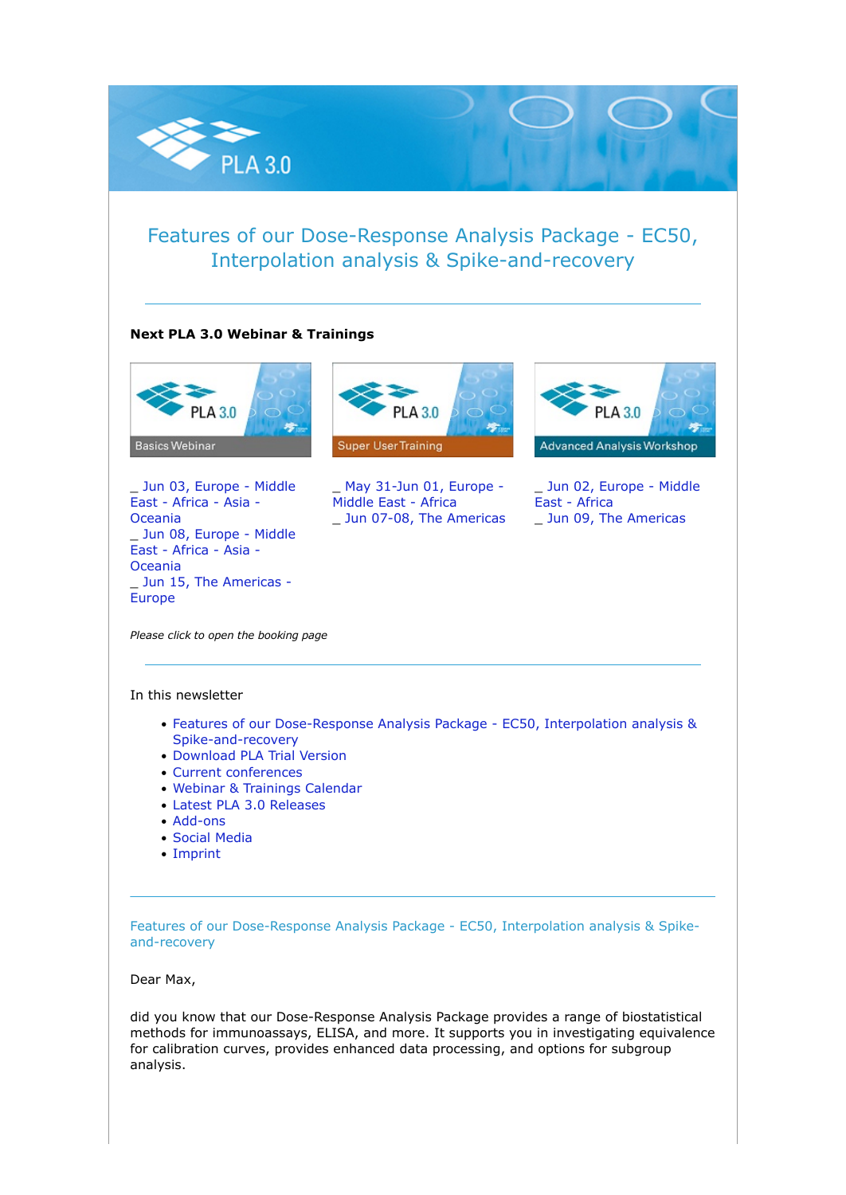# Features of our Dose-Response Analysis Package - EC50, Interpolation analysis & Spike-and-recovery

---

**Next PLA 3.0 Webinar & Trainings**

Basics Webinar

_ Jun 03, Europe - Middle East - Africa - Asia - Oceania
_ Jun 08, Europe - Middle East - Africa - Asia - Oceania
_ Jun 15, The Americas - Europe

Super User Training

_ May 31-Jun 01, Europe - Middle East - Africa
_ Jun 07-08, The Americas

Advanced Analysis Workshop

_ Jun 02, Europe - Middle East - Africa
_ Jun 09, The Americas

*Please click to open the booking page*

---

In this newsletter

- Features of our Dose-Response Analysis Package - EC50, Interpolation analysis & Spike-and-recovery
- Download PLA Trial Version
- Current conferences
- Webinar & Trainings Calendar
- Latest PLA 3.0 Releases
- Add-ons
- Social Media
- Imprint

---

## Features of our Dose-Response Analysis Package - EC50, Interpolation analysis & Spike-and-recovery

Dear Max,

did you know that our Dose-Response Analysis Package provides a range of biostatistical methods for immunoassays, ELISA, and more. It supports you in investigating equivalence for calibration curves, provides enhanced data processing, and options for subgroup analysis.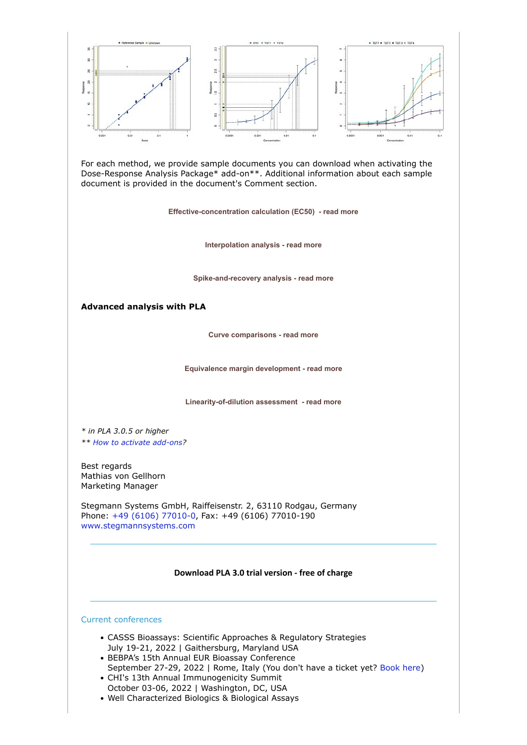For each method, we provide sample documents you can download when activating the Dose-Response Analysis Package* add-on**. Additional information about each sample document is provided in the document's Comment section.

**Effective-concentration calculation (EC50) - read more**

**Interpolation analysis - read more**

**Spike-and-recovery analysis - read more**

**Advanced analysis with PLA**

**Curve comparisons - read more**

**Equivalence margin development - read more**

**Linearity-of-dilution assessment - read more**

*\* in PLA 3.0.5 or higher*
*\*\* How to activate add-ons?*

Best regards
Mathias von Gellhorn
Marketing Manager

Stegmann Systems GmbH, Raiffeisenstr. 2, 63110 Rodgau, Germany
Phone: +49 (6106) 77010-0, Fax: +49 (6106) 77010-190
www.stegmannsystems.com

**Download PLA 3.0 trial version - free of charge**

Current conferences

- CASSS Bioassays: Scientific Approaches & Regulatory Strategies
  July 19-21, 2022 | Gaithersburg, Maryland USA
- BEBPA's 15th Annual EUR Bioassay Conference
  September 27-29, 2022 | Rome, Italy (You don't have a ticket yet? Book here)
- CHI's 13th Annual Immunogenicity Summit
  October 03-06, 2022 | Washington, DC, USA
- Well Characterized Biologics & Biological Assays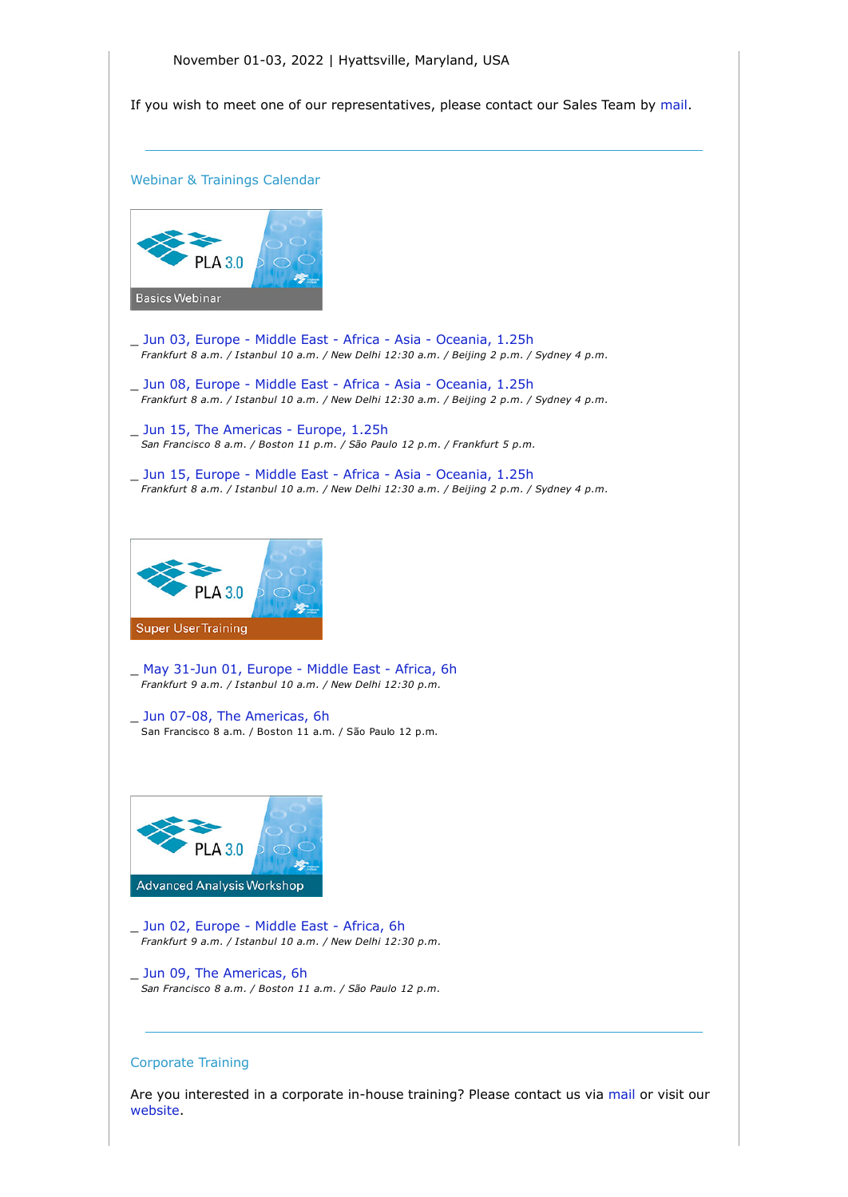November 01-03, 2022 | Hyattsville, Maryland, USA

If you wish to meet one of our representatives, please contact our Sales Team by mail.

---

## Webinar & Trainings Calendar

### PLA 3.0 Basics Webinar

_ Jun 03, Europe - Middle East - Africa - Asia - Oceania, 1.25h
*Frankfurt 8 a.m. / Istanbul 10 a.m. / New Delhi 12:30 a.m. / Beijing 2 p.m. / Sydney 4 p.m.*

_ Jun 08, Europe - Middle East - Africa - Asia - Oceania, 1.25h
*Frankfurt 8 a.m. / Istanbul 10 a.m. / New Delhi 12:30 a.m. / Beijing 2 p.m. / Sydney 4 p.m.*

_ Jun 15, The Americas - Europe, 1.25h
*San Francisco 8 a.m. / Boston 11 p.m. / São Paulo 12 p.m. / Frankfurt 5 p.m.*

_ Jun 15, Europe - Middle East - Africa - Asia - Oceania, 1.25h
*Frankfurt 8 a.m. / Istanbul 10 a.m. / New Delhi 12:30 a.m. / Beijing 2 p.m. / Sydney 4 p.m.*

### PLA 3.0 Super User Training

_ May 31-Jun 01, Europe - Middle East - Africa, 6h
*Frankfurt 9 a.m. / Istanbul 10 a.m. / New Delhi 12:30 p.m.*

_ Jun 07-08, The Americas, 6h
San Francisco 8 a.m. / Boston 11 a.m. / São Paulo 12 p.m.

### PLA 3.0 Advanced Analysis Workshop

_ Jun 02, Europe - Middle East - Africa, 6h
*Frankfurt 9 a.m. / Istanbul 10 a.m. / New Delhi 12:30 p.m.*

_ Jun 09, The Americas, 6h
*San Francisco 8 a.m. / Boston 11 a.m. / São Paulo 12 p.m.*

---

## Corporate Training

Are you interested in a corporate in-house training? Please contact us via mail or visit our website.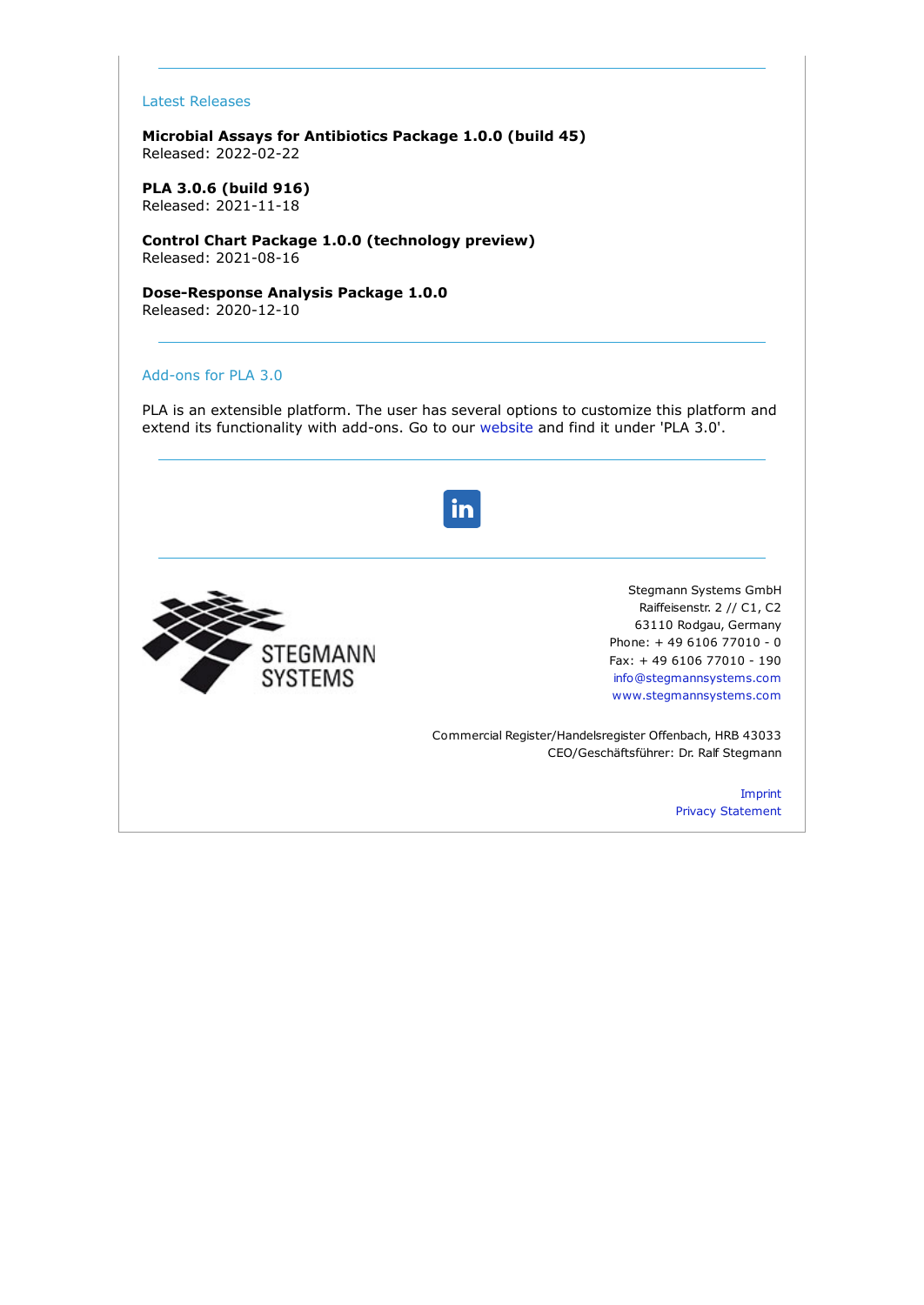## Latest Releases

**Microbial Assays for Antibiotics Package 1.0.0 (build 45)**
Released: 2022-02-22

**PLA 3.0.6 (build 916)**
Released: 2021-11-18

**Control Chart Package 1.0.0 (technology preview)**
Released: 2021-08-16

**Dose-Response Analysis Package 1.0.0**
Released: 2020-12-10

---

## Add-ons for PLA 3.0

PLA is an extensible platform. The user has several options to customize this platform and extend its functionality with add-ons. Go to our website and find it under 'PLA 3.0'.

---

Stegmann Systems GmbH
Raiffeisenstr. 2 // C1, C2
63110 Rodgau, Germany
Phone: + 49 6106 77010 - 0
Fax: + 49 6106 77010 - 190
info@stegmannsystems.com
www.stegmannsystems.com

Commercial Register/Handelsregister Offenbach, HRB 43033
CEO/Geschäftsführer: Dr. Ralf Stegmann

Imprint
Privacy Statement